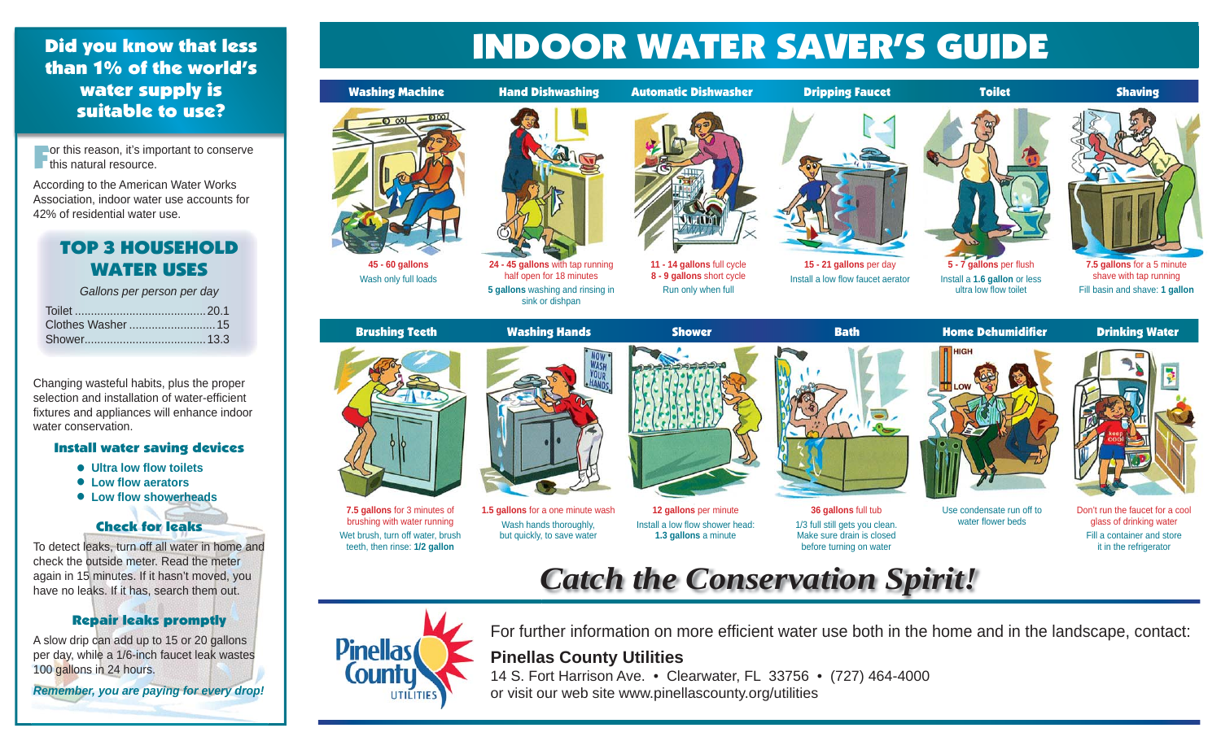## Did you know that less than 1% of the world's water supply is suitable to use?

For this reason, it's important to conserve this natural resource.

According to the American Water Works Association, indoor water use accounts for 42% of residential water use.

### TOP 3 HOUSEHOLD WATER USES

*Gallons per person per day*

| | |
|---|---|
| Toilet | 20.1 |
| Clothes Washer | 15 |
| Shower | 13.3 |

Changing wasteful habits, plus the proper selection and installation of water-efficient fixtures and appliances will enhance indoor water conservation.

### Install water saving devices

- Ultra low flow toilets
- Low flow aerators
- Low flow showerheads

### Check for leaks

To detect leaks, turn off all water in home and check the outside meter. Read the meter again in 15 minutes. If it hasn't moved, you have no leaks. If it has, search them out.

### Repair leaks promptly

A slow drip can add up to 15 or 20 gallons per day, while a 1/6-inch faucet leak wastes 100 gallons in 24 hours.

***Remember, you are paying for every drop!***

# INDOOR WATER SAVER'S GUIDE

### Washing Machine

**45 - 60 gallons**

Wash only full loads

### Hand Dishwashing

**24 - 45 gallons** with tap running half open for 18 minutes

**5 gallons** washing and rinsing in sink or dishpan

### Automatic Dishwasher

**11 - 14 gallons** full cycle

**8 - 9 gallons** short cycle

Run only when full

### Dripping Faucet

**15 - 21 gallons** per day

Install a low flow faucet aerator

### Toilet

**5 - 7 gallons** per flush

Install a **1.6 gallon** or less ultra low flow toilet

### Shaving

**7.5 gallons** for a 5 minute shave with tap running

Fill basin and shave: **1 gallon**

### Brushing Teeth

**7.5 gallons** for 3 minutes of brushing with water running

Wet brush, turn off water, brush teeth, then rinse: **1/2 gallon**

### Washing Hands

**1.5 gallons** for a one minute wash

Wash hands thoroughly, but quickly, to save water

### Shower

**12 gallons** per minute

Install a low flow shower head: **1.3 gallons** a minute

### Bath

**36 gallons** full tub

1/3 full still gets you clean. Make sure drain is closed before turning on water

### Home Dehumidifier

Use condensate run off to water flower beds

### Drinking Water

Don't run the faucet for a cool glass of drinking water

Fill a container and store it in the refrigerator

## *Catch the Conservation Spirit!*

Pinellas County UTILITIES

For further information on more efficient water use both in the home and in the landscape, contact:

**Pinellas County Utilities**

14 S. Fort Harrison Ave. • Clearwater, FL 33756 • (727) 464-4000

or visit our web site www.pinellascounty.org/utilities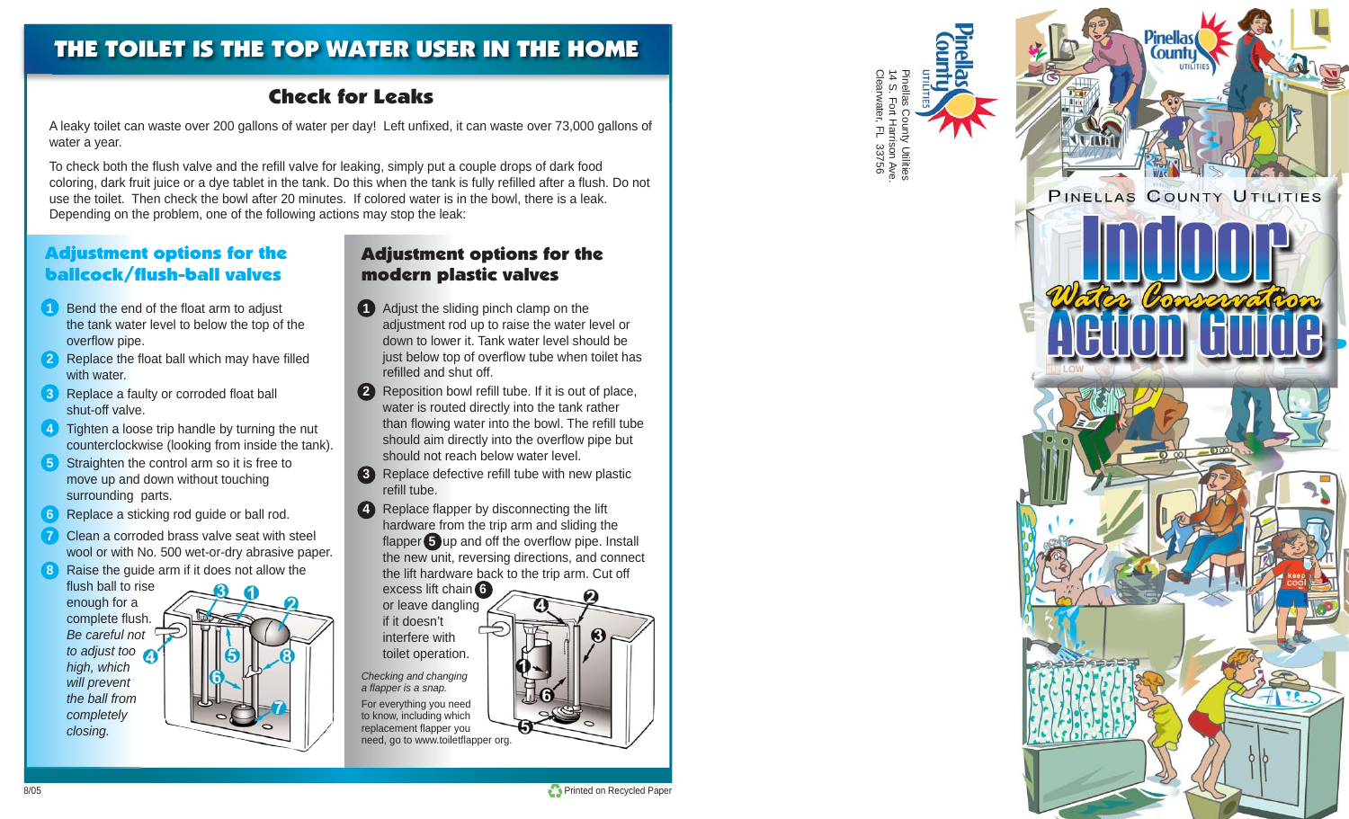# THE TOILET IS THE TOP WATER USER IN THE HOME

## Check for Leaks

A leaky toilet can waste over 200 gallons of water per day! Left unfixed, it can waste over 73,000 gallons of water a year.

To check both the flush valve and the refill valve for leaking, simply put a couple drops of dark food coloring, dark fruit juice or a dye tablet in the tank. Do this when the tank is fully refilled after a flush. Do not use the toilet. Then check the bowl after 20 minutes. If colored water is in the bowl, there is a leak. Depending on the problem, one of the following actions may stop the leak:

### Adjustment options for the ballcock/flush-ball valves

1. Bend the end of the float arm to adjust the tank water level to below the top of the overflow pipe.
2. Replace the float ball which may have filled with water.
3. Replace a faulty or corroded float ball shut-off valve.
4. Tighten a loose trip handle by turning the nut counterclockwise (looking from inside the tank).
5. Straighten the control arm so it is free to move up and down without touching surrounding parts.
6. Replace a sticking rod guide or ball rod.
7. Clean a corroded brass valve seat with steel wool or with No. 500 wet-or-dry abrasive paper.
8. Raise the guide arm if it does not allow the flush ball to rise enough for a complete flush. *Be careful not to adjust too high, which will prevent the ball from completely closing.*

### Adjustment options for the modern plastic valves

1. Adjust the sliding pinch clamp on the adjustment rod up to raise the water level or down to lower it. Tank water level should be just below top of overflow tube when toilet has refilled and shut off.
2. Reposition bowl refill tube. If it is out of place, water is routed directly into the tank rather than flowing water into the bowl. The refill tube should aim directly into the overflow pipe but should not reach below water level.
3. Replace defective refill tube with new plastic refill tube.
4. Replace flapper by disconnecting the lift hardware from the trip arm and sliding the flapper (5) up and off the overflow pipe. Install the new unit, reversing directions, and connect the lift hardware back to the trip arm. Cut off excess lift chain (6) or leave dangling if it doesn't interfere with toilet operation.

*Checking and changing a flapper is a snap.*

For everything you need to know, including which replacement flapper you need, go to www.toiletflapper.org.

8/05

Printed on Recycled Paper

Pinellas County Utilities
14 S. Fort Harrison Ave.
Clearwater, FL 33756

Pinellas County UTILITIES

PINELLAS COUNTY UTILITIES

# Indoor Water Conservation Action Guide